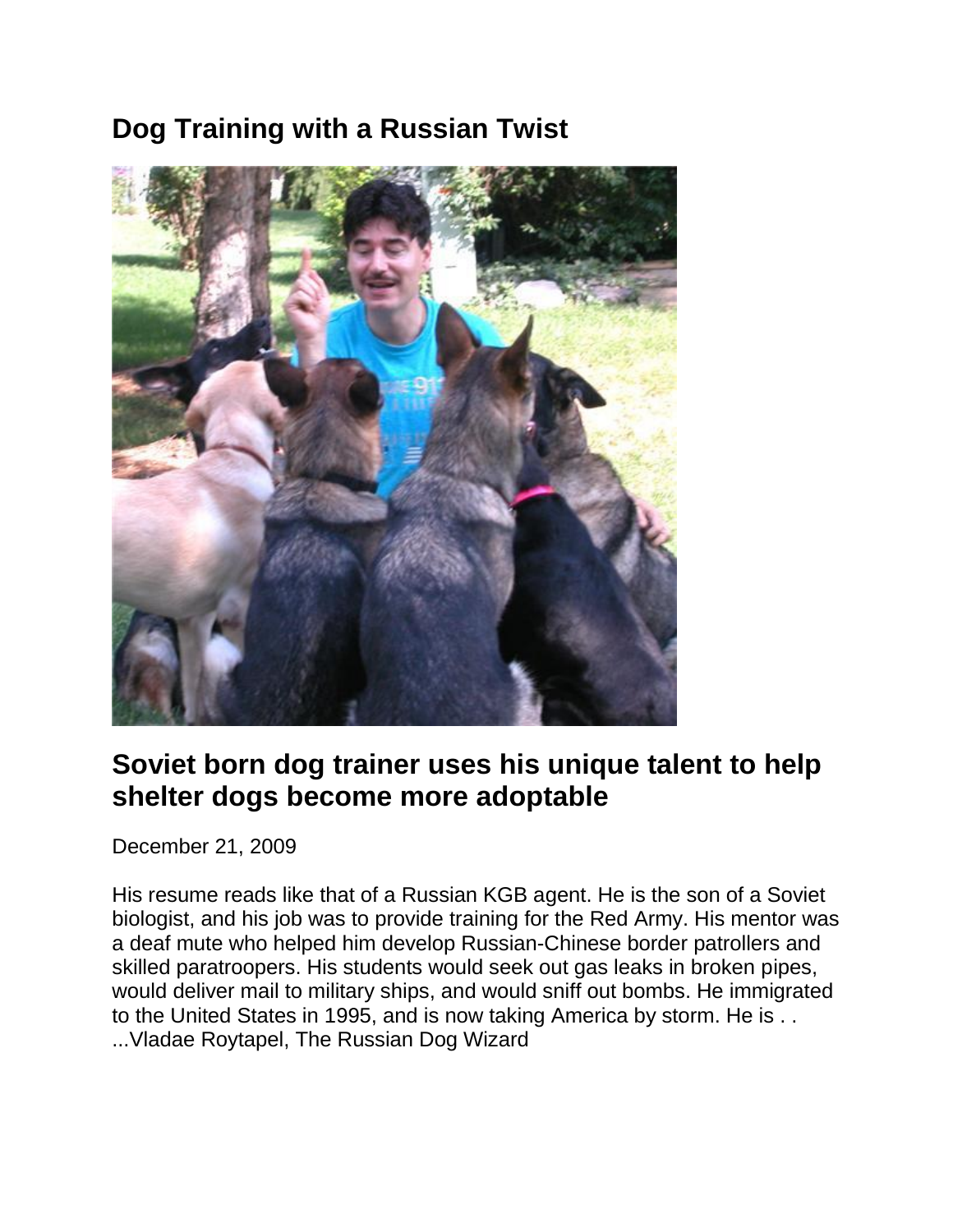# Dog Training with a Russian Twist

## Soviet born dog trainer uses his unique talent to help shelter dogs become more adoptable

December 21, 2009

His resume reads like that of a Russian KGB agent. He is the son of a Soviet biologist, and his job was to provide training for the Red Army. His mentor was a deaf mute who helped him develop Russian-Chinese border patrollers and skilled paratroopers. His students would seek out gas leaks in broken pipes, would deliver mail to military ships, and would sniff out bombs. He immigrated to the United States in 1995, and is now taking America by storm. He is . . ...Vladae Roytapel, The Russian Dog Wizard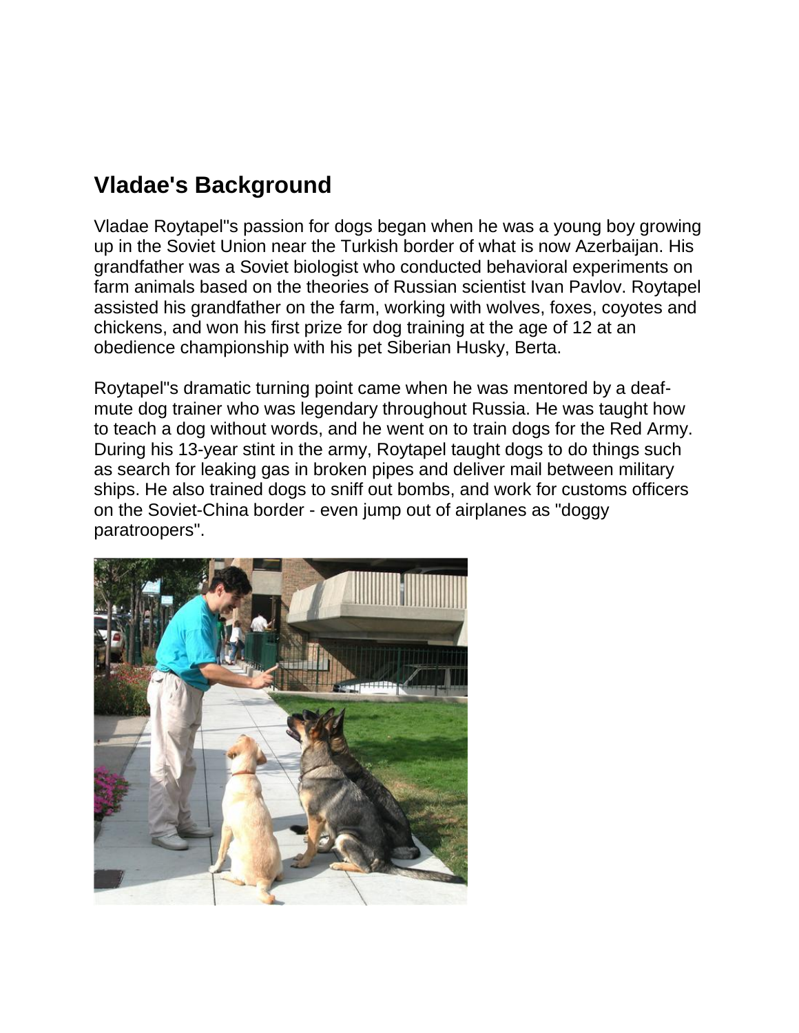## Vladae's Background

Vladae Roytapel"s passion for dogs began when he was a young boy growing up in the Soviet Union near the Turkish border of what is now Azerbaijan. His grandfather was a Soviet biologist who conducted behavioral experiments on farm animals based on the theories of Russian scientist Ivan Pavlov. Roytapel assisted his grandfather on the farm, working with wolves, foxes, coyotes and chickens, and won his first prize for dog training at the age of 12 at an obedience championship with his pet Siberian Husky, Berta.

Roytapel"s dramatic turning point came when he was mentored by a deaf-mute dog trainer who was legendary throughout Russia. He was taught how to teach a dog without words, and he went on to train dogs for the Red Army. During his 13-year stint in the army, Roytapel taught dogs to do things such as search for leaking gas in broken pipes and deliver mail between military ships. He also trained dogs to sniff out bombs, and work for customs officers on the Soviet-China border - even jump out of airplanes as "doggy paratroopers".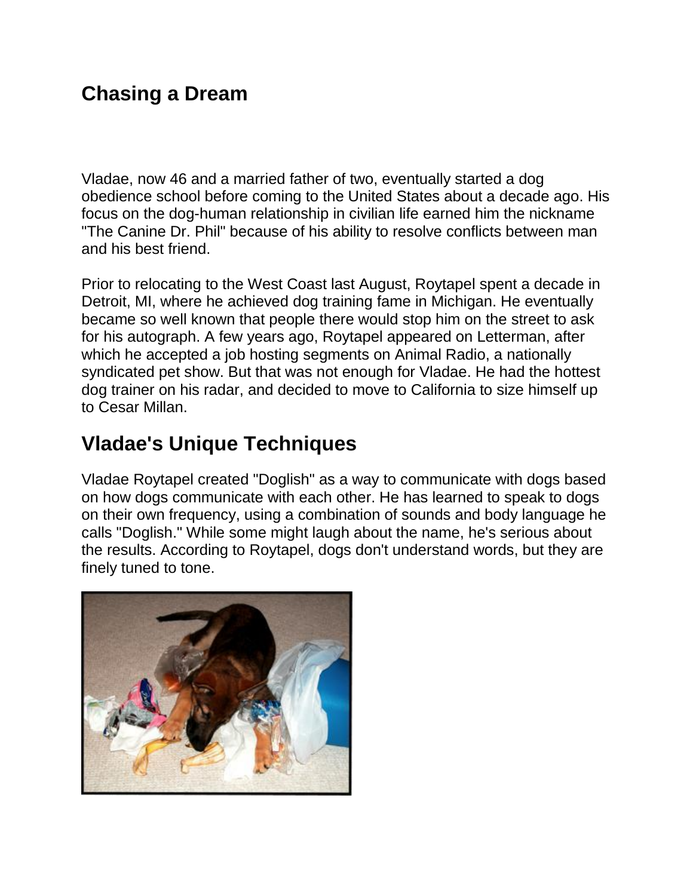## Chasing a Dream

Vladae, now 46 and a married father of two, eventually started a dog obedience school before coming to the United States about a decade ago. His focus on the dog-human relationship in civilian life earned him the nickname "The Canine Dr. Phil" because of his ability to resolve conflicts between man and his best friend.

Prior to relocating to the West Coast last August, Roytapel spent a decade in Detroit, MI, where he achieved dog training fame in Michigan. He eventually became so well known that people there would stop him on the street to ask for his autograph. A few years ago, Roytapel appeared on Letterman, after which he accepted a job hosting segments on Animal Radio, a nationally syndicated pet show. But that was not enough for Vladae. He had the hottest dog trainer on his radar, and decided to move to California to size himself up to Cesar Millan.

## Vladae's Unique Techniques

Vladae Roytapel created "Doglish" as a way to communicate with dogs based on how dogs communicate with each other. He has learned to speak to dogs on their own frequency, using a combination of sounds and body language he calls "Doglish." While some might laugh about the name, he's serious about the results. According to Roytapel, dogs don't understand words, but they are finely tuned to tone.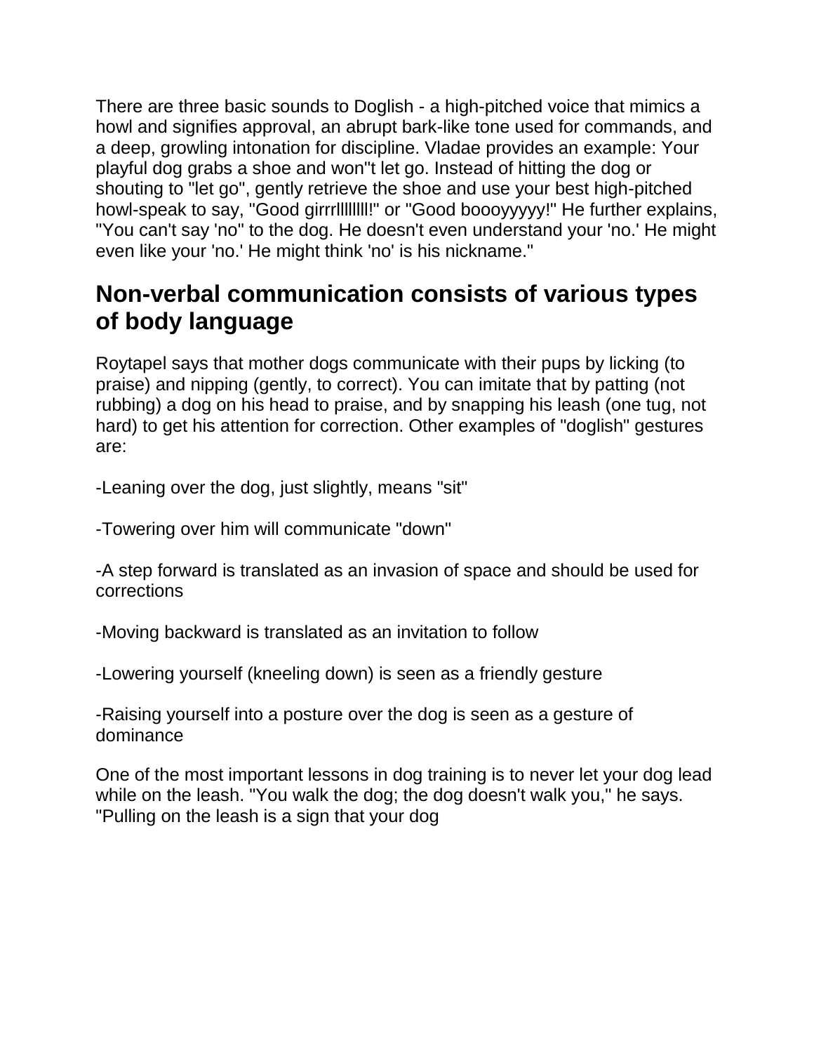There are three basic sounds to Doglish - a high-pitched voice that mimics a howl and signifies approval, an abrupt bark-like tone used for commands, and a deep, growling intonation for discipline. Vladae provides an example: Your playful dog grabs a shoe and won''t let go. Instead of hitting the dog or shouting to "let go", gently retrieve the shoe and use your best high-pitched howl-speak to say, "Good girrrlllllll!" or "Good boooyyyyy!" He further explains, "You can't say 'no" to the dog. He doesn't even understand your 'no.' He might even like your 'no.' He might think 'no' is his nickname."

## Non-verbal communication consists of various types of body language

Roytapel says that mother dogs communicate with their pups by licking (to praise) and nipping (gently, to correct). You can imitate that by patting (not rubbing) a dog on his head to praise, and by snapping his leash (one tug, not hard) to get his attention for correction. Other examples of "doglish" gestures are:

-Leaning over the dog, just slightly, means "sit"

-Towering over him will communicate "down"

-A step forward is translated as an invasion of space and should be used for corrections

-Moving backward is translated as an invitation to follow

-Lowering yourself (kneeling down) is seen as a friendly gesture

-Raising yourself into a posture over the dog is seen as a gesture of dominance

One of the most important lessons in dog training is to never let your dog lead while on the leash. "You walk the dog; the dog doesn't walk you," he says. "Pulling on the leash is a sign that your dog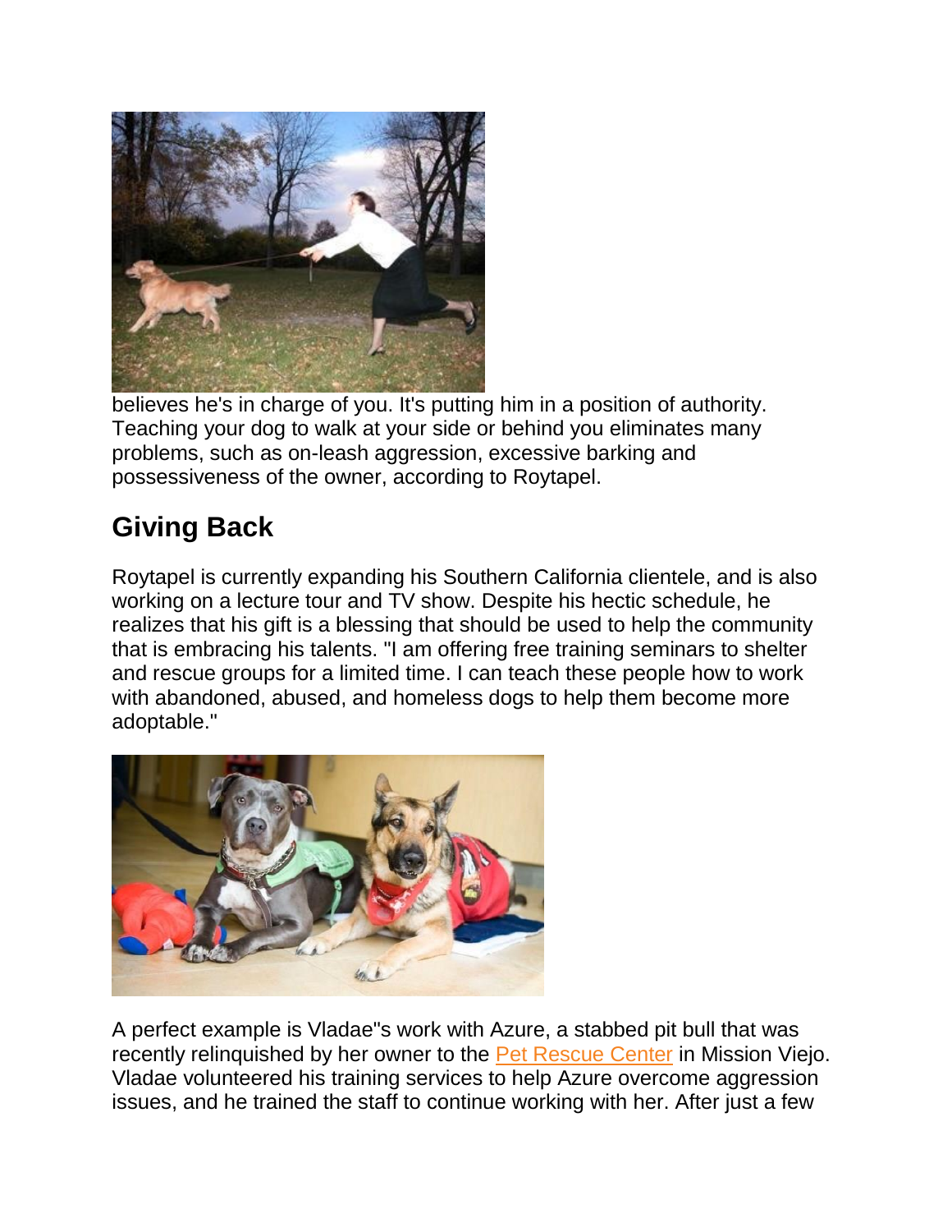believes he's in charge of you. It's putting him in a position of authority. Teaching your dog to walk at your side or behind you eliminates many problems, such as on-leash aggression, excessive barking and possessiveness of the owner, according to Roytapel.

## Giving Back

Roytapel is currently expanding his Southern California clientele, and is also working on a lecture tour and TV show. Despite his hectic schedule, he realizes that his gift is a blessing that should be used to help the community that is embracing his talents. "I am offering free training seminars to shelter and rescue groups for a limited time. I can teach these people how to work with abandoned, abused, and homeless dogs to help them become more adoptable."

A perfect example is Vladae"s work with Azure, a stabbed pit bull that was recently relinquished by her owner to the Pet Rescue Center in Mission Viejo. Vladae volunteered his training services to help Azure overcome aggression issues, and he trained the staff to continue working with her. After just a few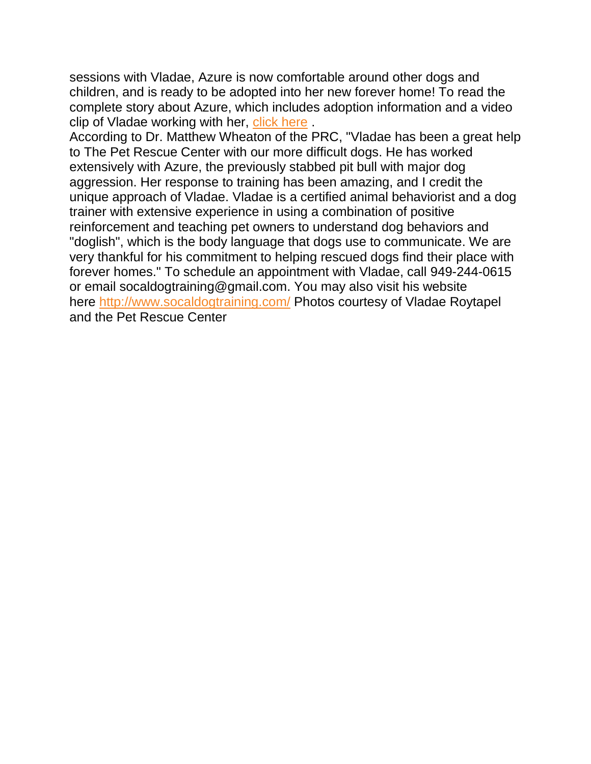sessions with Vladae, Azure is now comfortable around other dogs and children, and is ready to be adopted into her new forever home! To read the complete story about Azure, which includes adoption information and a video clip of Vladae working with her, click here .

According to Dr. Matthew Wheaton of the PRC, "Vladae has been a great help to The Pet Rescue Center with our more difficult dogs. He has worked extensively with Azure, the previously stabbed pit bull with major dog aggression. Her response to training has been amazing, and I credit the unique approach of Vladae. Vladae is a certified animal behaviorist and a dog trainer with extensive experience in using a combination of positive reinforcement and teaching pet owners to understand dog behaviors and "doglish", which is the body language that dogs use to communicate. We are very thankful for his commitment to helping rescued dogs find their place with forever homes." To schedule an appointment with Vladae, call 949-244-0615 or email socaldogtraining@gmail.com. You may also visit his website here http://www.socaldogtraining.com/ Photos courtesy of Vladae Roytapel and the Pet Rescue Center